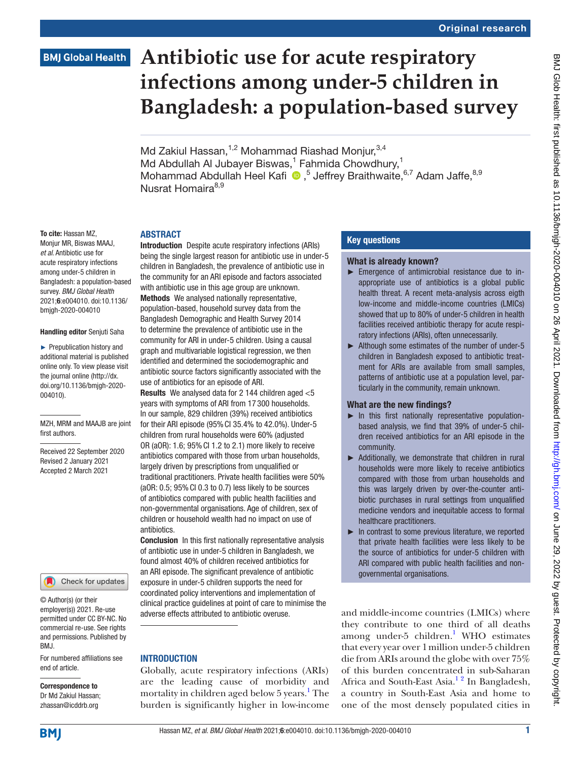Original research

# Antibiotic use for acute respiratory infections among under-5 children in Bangladesh: a population-based survey

Md Zakiul Hassan,[1,2] Mohammad Riashad Monjur,[3,4] Md Abdullah Al Jubayer Biswas,[1] Fahmida Chowdhury,[1] Mohammad Abdullah Heel Kafi,[5] Jeffrey Braithwaite,[6,7] Adam Jaffe,[8,9] Nusrat Homaira[8,9]

**To cite:** Hassan MZ, Monjur MR, Biswas MAAJ, *et al*. Antibiotic use for acute respiratory infections among under-5 children in Bangladesh: a population-based survey. *BMJ Global Health* 2021;**6**:e004010. doi:10.1136/bmjgh-2020-004010

**Handling editor** Senjuti Saha

► Prepublication history and additional material is published online only. To view please visit the journal online (http://dx.doi.org/10.1136/bmjgh-2020-004010).

MZH, MRM and MAAJB are joint first authors.

Received 22 September 2020
Revised 2 January 2021
Accepted 2 March 2021

© Author(s) (or their employer(s)) 2021. Re-use permitted under CC BY-NC. No commercial re-use. See rights and permissions. Published by BMJ.

For numbered affiliations see end of article.

**Correspondence to**
Dr Md Zakiul Hassan; zhassan@icddrb.org

## ABSTRACT

**Introduction** Despite acute respiratory infections (ARIs) being the single largest reason for antibiotic use in under-5 children in Bangladesh, the prevalence of antibiotic use in the community for an ARI episode and factors associated with antibiotic use in this age group are unknown.

**Methods** We analysed nationally representative, population-based, household survey data from the Bangladesh Demographic and Health Survey 2014 to determine the prevalence of antibiotic use in the community for ARI in under-5 children. Using a causal graph and multivariable logistical regression, we then identified and determined the sociodemographic and antibiotic source factors significantly associated with the use of antibiotics for an episode of ARI.

**Results** We analysed data for 2 144 children aged <5 years with symptoms of ARI from 17 300 households. In our sample, 829 children (39%) received antibiotics for their ARI episode (95% CI 35.4% to 42.0%). Under-5 children from rural households were 60% (adjusted OR (aOR): 1.6; 95% CI 1.2 to 2.1) more likely to receive antibiotics compared with those from urban households, largely driven by prescriptions from unqualified or traditional practitioners. Private health facilities were 50% (aOR: 0.5; 95% CI 0.3 to 0.7) less likely to be sources of antibiotics compared with public health facilities and non-governmental organisations. Age of children, sex of children or household wealth had no impact on use of antibiotics.

**Conclusion** In this first nationally representative analysis of antibiotic use in under-5 children in Bangladesh, we found almost 40% of children received antibiotics for an ARI episode. The significant prevalence of antibiotic exposure in under-5 children supports the need for coordinated policy interventions and implementation of clinical practice guidelines at point of care to minimise the adverse effects attributed to antibiotic overuse.

## Key questions

### What is already known?

► Emergence of antimicrobial resistance due to inappropriate use of antibiotics is a global public health threat. A recent meta-analysis across eigth low-income and middle-income countries (LMICs) showed that up to 80% of under-5 children in health facilities received antibiotic therapy for acute respiratory infections (ARIs), often unnecessarily.

► Although some estimates of the number of under-5 children in Bangladesh exposed to antibiotic treatment for ARIs are available from small samples, patterns of antibiotic use at a population level, particularly in the community, remain unknown.

### What are the new findings?

► In this first nationally representative population-based analysis, we find that 39% of under-5 children received antibiotics for an ARI episode in the community.

► Additionally, we demonstrate that children in rural households were more likely to receive antibiotics compared with those from urban households and this was largely driven by over-the-counter antibiotic purchases in rural settings from unqualified medicine vendors and inequitable access to formal healthcare practitioners.

► In contrast to some previous literature, we reported that private health facilities were less likely to be the source of antibiotics for under-5 children with ARI compared with public health facilities and non-governmental organisations.

## INTRODUCTION

Globally, acute respiratory infections (ARIs) are the leading cause of morbidity and mortality in children aged below 5 years.[1] The burden is significantly higher in low-income and middle-income countries (LMICs) where they contribute to one third of all deaths among under-5 children.[1] WHO estimates that every year over 1 million under-5 children die from ARIs around the globe with over 75% of this burden concentrated in sub-Saharan Africa and South-East Asia.[1 2] In Bangladesh, a country in South-East Asia and home to one of the most densely populated cities in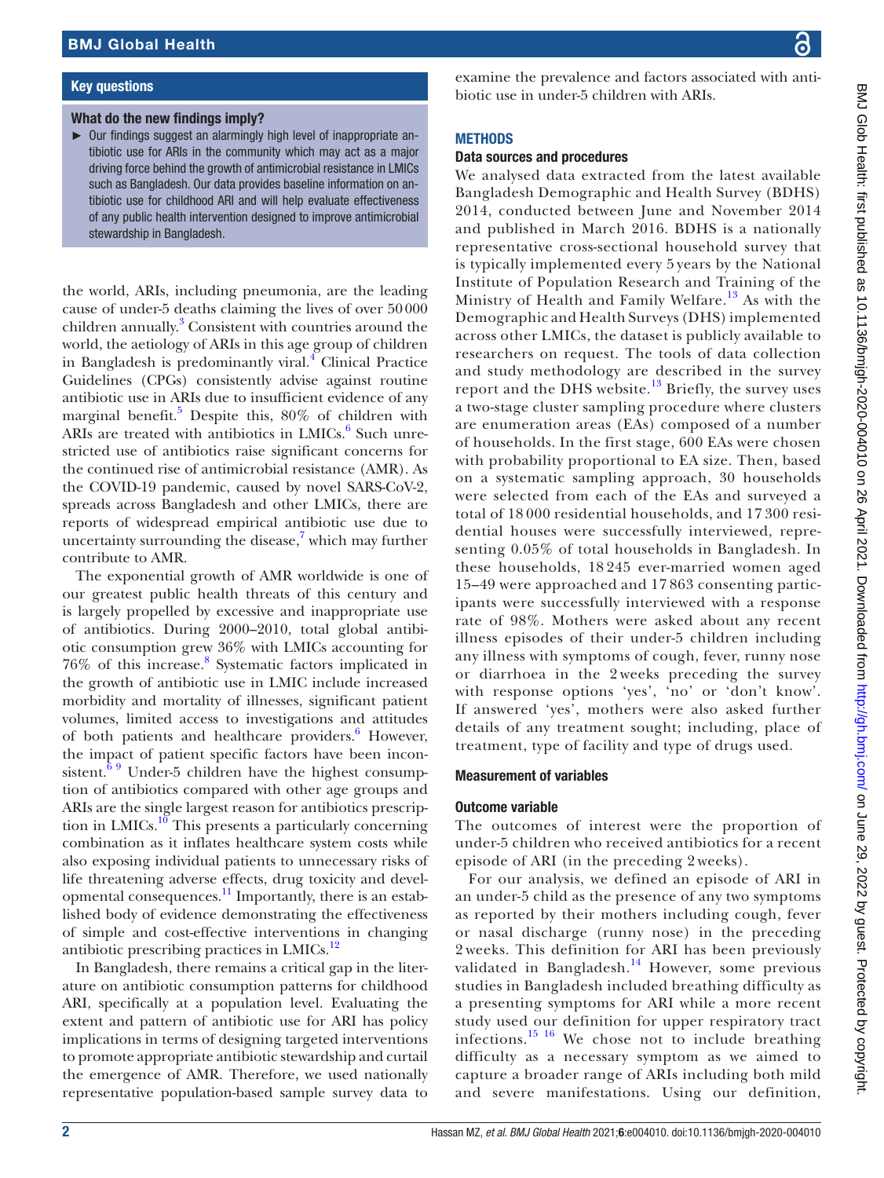## Key questions

### What do the new findings imply?

- Our findings suggest an alarmingly high level of inappropriate antibiotic use for ARIs in the community which may act as a major driving force behind the growth of antimicrobial resistance in LMICs such as Bangladesh. Our data provides baseline information on antibiotic use for childhood ARI and will help evaluate effectiveness of any public health intervention designed to improve antimicrobial stewardship in Bangladesh.

the world, ARIs, including pneumonia, are the leading cause of under-5 deaths claiming the lives of over 50 000 children annually.[3] Consistent with countries around the world, the aetiology of ARIs in this age group of children in Bangladesh is predominantly viral.[4] Clinical Practice Guidelines (CPGs) consistently advise against routine antibiotic use in ARIs due to insufficient evidence of any marginal benefit.[5] Despite this, 80% of children with ARIs are treated with antibiotics in LMICs.[6] Such unrestricted use of antibiotics raise significant concerns for the continued rise of antimicrobial resistance (AMR). As the COVID-19 pandemic, caused by novel SARS-CoV-2, spreads across Bangladesh and other LMICs, there are reports of widespread empirical antibiotic use due to uncertainty surrounding the disease,[7] which may further contribute to AMR.

The exponential growth of AMR worldwide is one of our greatest public health threats of this century and is largely propelled by excessive and inappropriate use of antibiotics. During 2000–2010, total global antibiotic consumption grew 36% with LMICs accounting for 76% of this increase.[8] Systematic factors implicated in the growth of antibiotic use in LMIC include increased morbidity and mortality of illnesses, significant patient volumes, limited access to investigations and attitudes of both patients and healthcare providers.[6] However, the impact of patient specific factors have been inconsistent.[6 9] Under-5 children have the highest consumption of antibiotics compared with other age groups and ARIs are the single largest reason for antibiotics prescription in LMICs.[10] This presents a particularly concerning combination as it inflates healthcare system costs while also exposing individual patients to unnecessary risks of life threatening adverse effects, drug toxicity and developmental consequences.[11] Importantly, there is an established body of evidence demonstrating the effectiveness of simple and cost-effective interventions in changing antibiotic prescribing practices in LMICs.[12]

In Bangladesh, there remains a critical gap in the literature on antibiotic consumption patterns for childhood ARI, specifically at a population level. Evaluating the extent and pattern of antibiotic use for ARI has policy implications in terms of designing targeted interventions to promote appropriate antibiotic stewardship and curtail the emergence of AMR. Therefore, we used nationally representative population-based sample survey data to examine the prevalence and factors associated with antibiotic use in under-5 children with ARIs.

## METHODS

### Data sources and procedures

We analysed data extracted from the latest available Bangladesh Demographic and Health Survey (BDHS) 2014, conducted between June and November 2014 and published in March 2016. BDHS is a nationally representative cross-sectional household survey that is typically implemented every 5 years by the National Institute of Population Research and Training of the Ministry of Health and Family Welfare.[13] As with the Demographic and Health Surveys (DHS) implemented across other LMICs, the dataset is publicly available to researchers on request. The tools of data collection and study methodology are described in the survey report and the DHS website.[13] Briefly, the survey uses a two-stage cluster sampling procedure where clusters are enumeration areas (EAs) composed of a number of households. In the first stage, 600 EAs were chosen with probability proportional to EA size. Then, based on a systematic sampling approach, 30 households were selected from each of the EAs and surveyed a total of 18 000 residential households, and 17 300 residential houses were successfully interviewed, representing 0.05% of total households in Bangladesh. In these households, 18 245 ever-married women aged 15–49 were approached and 17 863 consenting participants were successfully interviewed with a response rate of 98%. Mothers were asked about any recent illness episodes of their under-5 children including any illness with symptoms of cough, fever, runny nose or diarrhoea in the 2 weeks preceding the survey with response options 'yes', 'no' or 'don't know'. If answered 'yes', mothers were also asked further details of any treatment sought; including, place of treatment, type of facility and type of drugs used.

### Measurement of variables

#### Outcome variable

The outcomes of interest were the proportion of under-5 children who received antibiotics for a recent episode of ARI (in the preceding 2 weeks).

For our analysis, we defined an episode of ARI in an under-5 child as the presence of any two symptoms as reported by their mothers including cough, fever or nasal discharge (runny nose) in the preceding 2 weeks. This definition for ARI has been previously validated in Bangladesh.[14] However, some previous studies in Bangladesh included breathing difficulty as a presenting symptoms for ARI while a more recent study used our definition for upper respiratory tract infections.[15 16] We chose not to include breathing difficulty as a necessary symptom as we aimed to capture a broader range of ARIs including both mild and severe manifestations. Using our definition,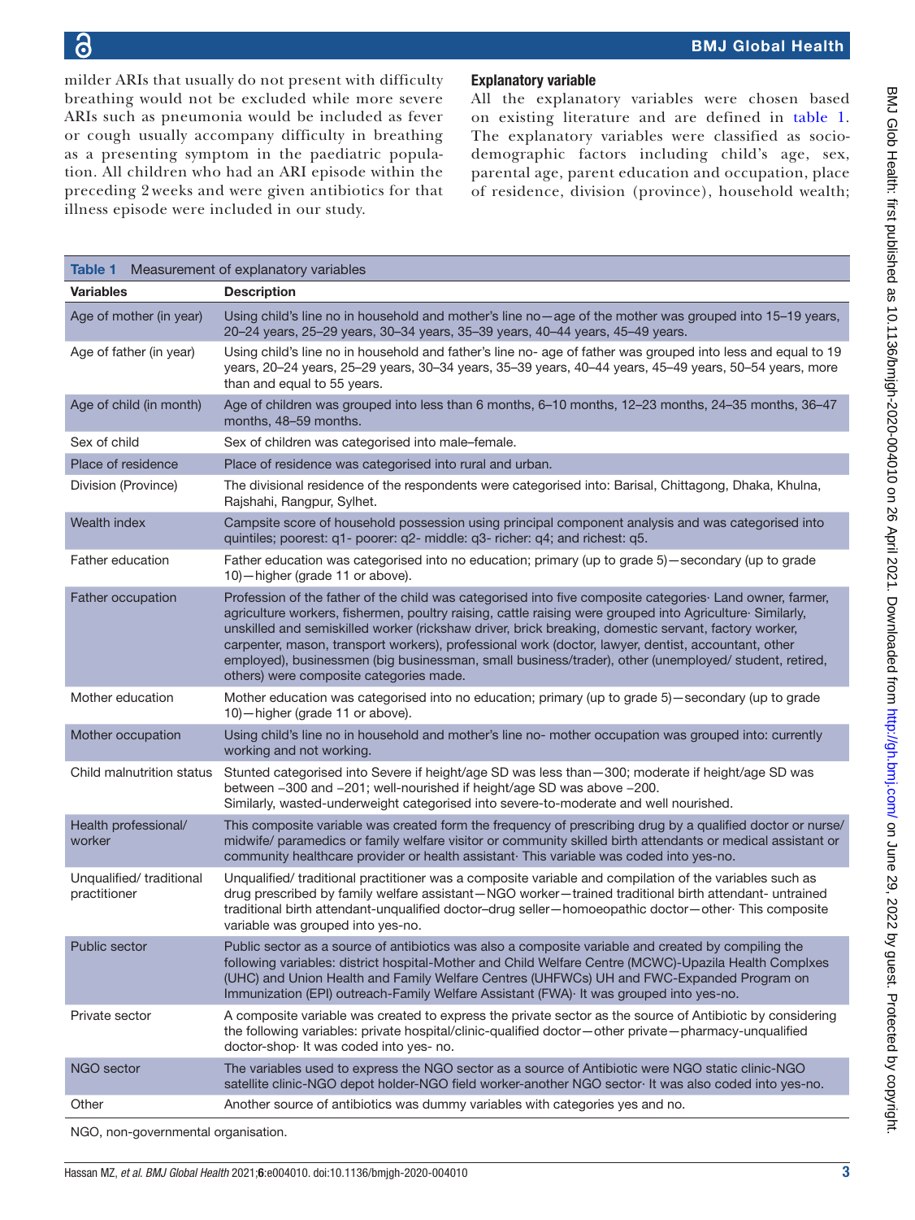milder ARIs that usually do not present with difficulty breathing would not be excluded while more severe ARIs such as pneumonia would be included as fever or cough usually accompany difficulty in breathing as a presenting symptom in the paediatric population. All children who had an ARI episode within the preceding 2 weeks and were given antibiotics for that illness episode were included in our study.

### Explanatory variable

All the explanatory variables were chosen based on existing literature and are defined in table 1. The explanatory variables were classified as sociodemographic factors including child's age, sex, parental age, parent education and occupation, place of residence, division (province), household wealth;

**Table 1** Measurement of explanatory variables

| Variables | Description |
|---|---|
| Age of mother (in year) | Using child's line no in household and mother's line no—age of the mother was grouped into 15–19 years, 20–24 years, 25–29 years, 30–34 years, 35–39 years, 40–44 years, 45–49 years. |
| Age of father (in year) | Using child's line no in household and father's line no- age of father was grouped into less and equal to 19 years, 20–24 years, 25–29 years, 30–34 years, 35–39 years, 40–44 years, 45–49 years, 50–54 years, more than and equal to 55 years. |
| Age of child (in month) | Age of children was grouped into less than 6 months, 6–10 months, 12–23 months, 24–35 months, 36–47 months, 48–59 months. |
| Sex of child | Sex of children was categorised into male–female. |
| Place of residence | Place of residence was categorised into rural and urban. |
| Division (Province) | The divisional residence of the respondents were categorised into: Barisal, Chittagong, Dhaka, Khulna, Rajshahi, Rangpur, Sylhet. |
| Wealth index | Campsite score of household possession using principal component analysis and was categorised into quintiles; poorest: q1- poorer: q2- middle: q3- richer: q4; and richest: q5. |
| Father education | Father education was categorised into no education; primary (up to grade 5)—secondary (up to grade 10)—higher (grade 11 or above). |
| Father occupation | Profession of the father of the child was categorised into five composite categories· Land owner, farmer, agriculture workers, fishermen, poultry raising, cattle raising were grouped into Agriculture· Similarly, unskilled and semiskilled worker (rickshaw driver, brick breaking, domestic servant, factory worker, carpenter, mason, transport workers), professional work (doctor, lawyer, dentist, accountant, other employed), businessmen (big businessman, small business/trader), other (unemployed/ student, retired, others) were composite categories made. |
| Mother education | Mother education was categorised into no education; primary (up to grade 5)—secondary (up to grade 10)—higher (grade 11 or above). |
| Mother occupation | Using child's line no in household and mother's line no- mother occupation was grouped into: currently working and not working. |
| Child malnutrition status | Stunted categorised into Severe if height/age SD was less than—300; moderate if height/age SD was between −300 and −201; well-nourished if height/age SD was above −200. Similarly, wasted-underweight categorised into severe-to-moderate and well nourished. |
| Health professional/ worker | This composite variable was created form the frequency of prescribing drug by a qualified doctor or nurse/ midwife/ paramedics or family welfare visitor or community skilled birth attendants or medical assistant or community healthcare provider or health assistant· This variable was coded into yes-no. |
| Unqualified/ traditional practitioner | Unqualified/ traditional practitioner was a composite variable and compilation of the variables such as drug prescribed by family welfare assistant—NGO worker—trained traditional birth attendant- untrained traditional birth attendant-unqualified doctor–drug seller—homoeopathic doctor—other· This composite variable was grouped into yes-no. |
| Public sector | Public sector as a source of antibiotics was also a composite variable and created by compiling the following variables: district hospital-Mother and Child Welfare Centre (MCWC)-Upazila Health Complxes (UHC) and Union Health and Family Welfare Centres (UHFWCs) UH and FWC-Expanded Program on Immunization (EPI) outreach-Family Welfare Assistant (FWA)· It was grouped into yes-no. |
| Private sector | A composite variable was created to express the private sector as the source of Antibiotic by considering the following variables: private hospital/clinic-qualified doctor—other private—pharmacy-unqualified doctor-shop· It was coded into yes- no. |
| NGO sector | The variables used to express the NGO sector as a source of Antibiotic were NGO static clinic-NGO satellite clinic-NGO depot holder-NGO field worker-another NGO sector· It was also coded into yes-no. |
| Other | Another source of antibiotics was dummy variables with categories yes and no. |

NGO, non-governmental organisation.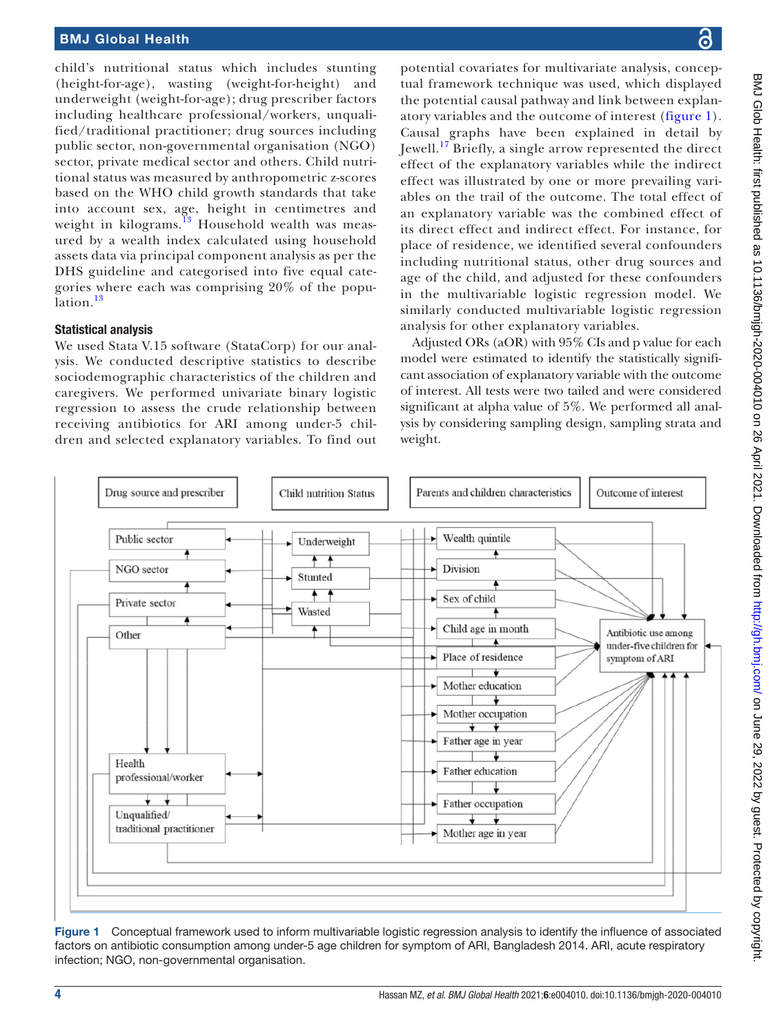child's nutritional status which includes stunting (height-for-age), wasting (weight-for-height) and underweight (weight-for-age); drug prescriber factors including healthcare professional/workers, unqualified/traditional practitioner; drug sources including public sector, non-governmental organisation (NGO) sector, private medical sector and others. Child nutritional status was measured by anthropometric z-scores based on the WHO child growth standards that take into account sex, age, height in centimetres and weight in kilograms.[13] Household wealth was measured by a wealth index calculated using household assets data via principal component analysis as per the DHS guideline and categorised into five equal categories where each was comprising 20% of the population.[13]

### Statistical analysis

We used Stata V.15 software (StataCorp) for our analysis. We conducted descriptive statistics to describe sociodemographic characteristics of the children and caregivers. We performed univariate binary logistic regression to assess the crude relationship between receiving antibiotics for ARI among under-5 children and selected explanatory variables. To find out potential covariates for multivariate analysis, conceptual framework technique was used, which displayed the potential causal pathway and link between explanatory variables and the outcome of interest (figure 1). Causal graphs have been explained in detail by Jewell.[17] Briefly, a single arrow represented the direct effect of the explanatory variables while the indirect effect was illustrated by one or more prevailing variables on the trail of the outcome. The total effect of an explanatory variable was the combined effect of its direct effect and indirect effect. For instance, for place of residence, we identified several confounders including nutritional status, other drug sources and age of the child, and adjusted for these confounders in the multivariable logistic regression model. We similarly conducted multivariable logistic regression analysis for other explanatory variables.

Adjusted ORs (aOR) with 95% CIs and p value for each model were estimated to identify the statistically significant association of explanatory variable with the outcome of interest. All tests were two tailed and were considered significant at alpha value of 5%. We performed all analysis by considering sampling design, sampling strata and weight.

Figure 1 Conceptual framework used to inform multivariable logistic regression analysis to identify the influence of associated factors on antibiotic consumption among under-5 age children for symptom of ARI, Bangladesh 2014. ARI, acute respiratory infection; NGO, non-governmental organisation.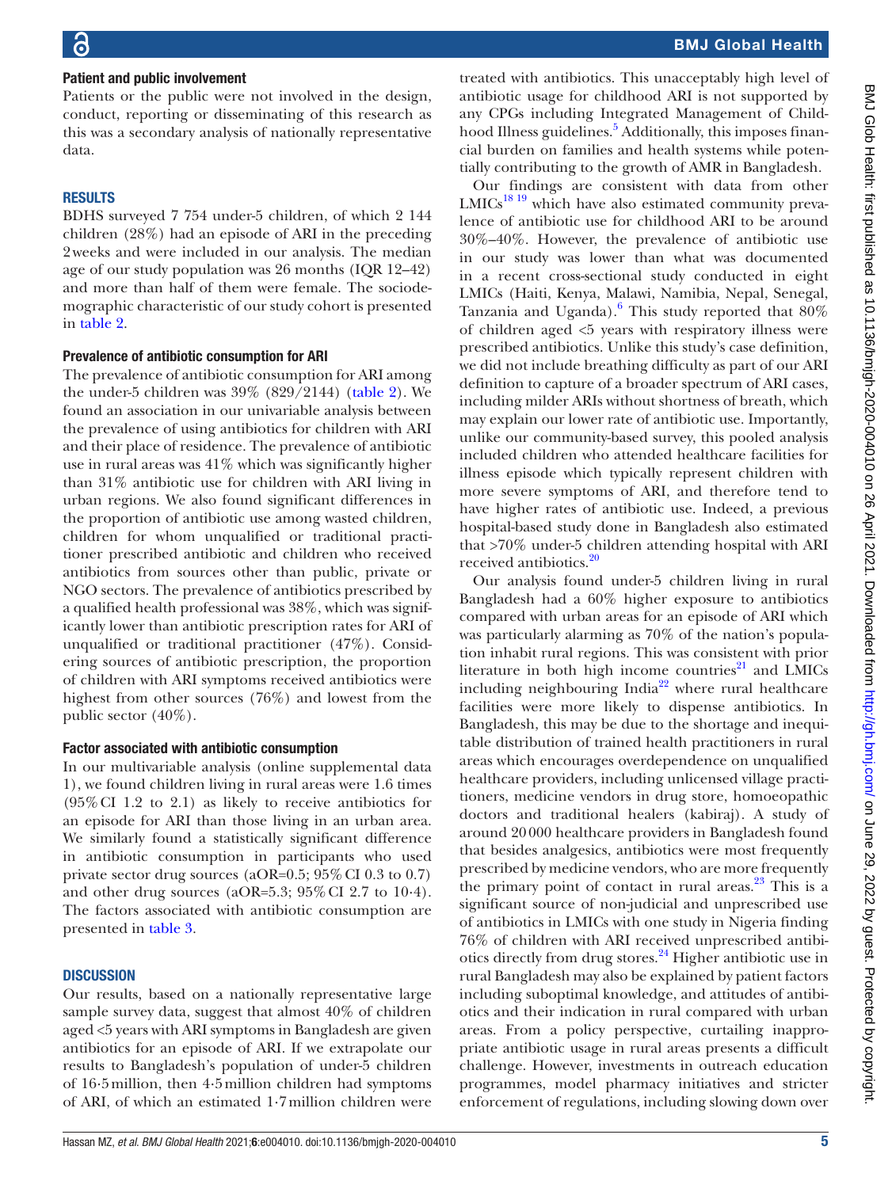### Patient and public involvement

Patients or the public were not involved in the design, conduct, reporting or disseminating of this research as this was a secondary analysis of nationally representative data.

## RESULTS

BDHS surveyed 7 754 under-5 children, of which 2 144 children (28%) had an episode of ARI in the preceding 2 weeks and were included in our analysis. The median age of our study population was 26 months (IQR 12–42) and more than half of them were female. The sociodemographic characteristic of our study cohort is presented in table 2.

### Prevalence of antibiotic consumption for ARI

The prevalence of antibiotic consumption for ARI among the under-5 children was 39% (829/2144) (table 2). We found an association in our univariable analysis between the prevalence of using antibiotics for children with ARI and their place of residence. The prevalence of antibiotic use in rural areas was 41% which was significantly higher than 31% antibiotic use for children with ARI living in urban regions. We also found significant differences in the proportion of antibiotic use among wasted children, children for whom unqualified or traditional practitioner prescribed antibiotic and children who received antibiotics from sources other than public, private or NGO sectors. The prevalence of antibiotics prescribed by a qualified health professional was 38%, which was significantly lower than antibiotic prescription rates for ARI of unqualified or traditional practitioner (47%). Considering sources of antibiotic prescription, the proportion of children with ARI symptoms received antibiotics were highest from other sources (76%) and lowest from the public sector (40%).

### Factor associated with antibiotic consumption

In our multivariable analysis (online supplemental data 1), we found children living in rural areas were 1.6 times (95% CI 1.2 to 2.1) as likely to receive antibiotics for an episode for ARI than those living in an urban area. We similarly found a statistically significant difference in antibiotic consumption in participants who used private sector drug sources (aOR=0.5; 95% CI 0.3 to 0.7) and other drug sources (aOR=5.3; 95% CI 2.7 to 10·4). The factors associated with antibiotic consumption are presented in table 3.

## DISCUSSION

Our results, based on a nationally representative large sample survey data, suggest that almost 40% of children aged <5 years with ARI symptoms in Bangladesh are given antibiotics for an episode of ARI. If we extrapolate our results to Bangladesh's population of under-5 children of 16·5 million, then 4·5 million children had symptoms of ARI, of which an estimated 1·7 million children were treated with antibiotics. This unacceptably high level of antibiotic usage for childhood ARI is not supported by any CPGs including Integrated Management of Childhood Illness guidelines.[5] Additionally, this imposes financial burden on families and health systems while potentially contributing to the growth of AMR in Bangladesh.

Our findings are consistent with data from other LMICs[18,19] which have also estimated community prevalence of antibiotic use for childhood ARI to be around 30%–40%. However, the prevalence of antibiotic use in our study was lower than what was documented in a recent cross-sectional study conducted in eight LMICs (Haiti, Kenya, Malawi, Namibia, Nepal, Senegal, Tanzania and Uganda).[6] This study reported that 80% of children aged <5 years with respiratory illness were prescribed antibiotics. Unlike this study's case definition, we did not include breathing difficulty as part of our ARI definition to capture of a broader spectrum of ARI cases, including milder ARIs without shortness of breath, which may explain our lower rate of antibiotic use. Importantly, unlike our community-based survey, this pooled analysis included children who attended healthcare facilities for illness episode which typically represent children with more severe symptoms of ARI, and therefore tend to have higher rates of antibiotic use. Indeed, a previous hospital-based study done in Bangladesh also estimated that >70% under-5 children attending hospital with ARI received antibiotics.[20]

Our analysis found under-5 children living in rural Bangladesh had a 60% higher exposure to antibiotics compared with urban areas for an episode of ARI which was particularly alarming as 70% of the nation's population inhabit rural regions. This was consistent with prior literature in both high income countries[21] and LMICs including neighbouring India[22] where rural healthcare facilities were more likely to dispense antibiotics. In Bangladesh, this may be due to the shortage and inequitable distribution of trained health practitioners in rural areas which encourages overdependence on unqualified healthcare providers, including unlicensed village practitioners, medicine vendors in drug store, homoeopathic doctors and traditional healers (kabiraj). A study of around 20 000 healthcare providers in Bangladesh found that besides analgesics, antibiotics were most frequently prescribed by medicine vendors, who are more frequently the primary point of contact in rural areas.[23] This is a significant source of non-judicial and unprescribed use of antibiotics in LMICs with one study in Nigeria finding 76% of children with ARI received unprescribed antibiotics directly from drug stores.[24] Higher antibiotic use in rural Bangladesh may also be explained by patient factors including suboptimal knowledge, and attitudes of antibiotics and their indication in rural compared with urban areas. From a policy perspective, curtailing inappropriate antibiotic usage in rural areas presents a difficult challenge. However, investments in outreach education programmes, model pharmacy initiatives and stricter enforcement of regulations, including slowing down over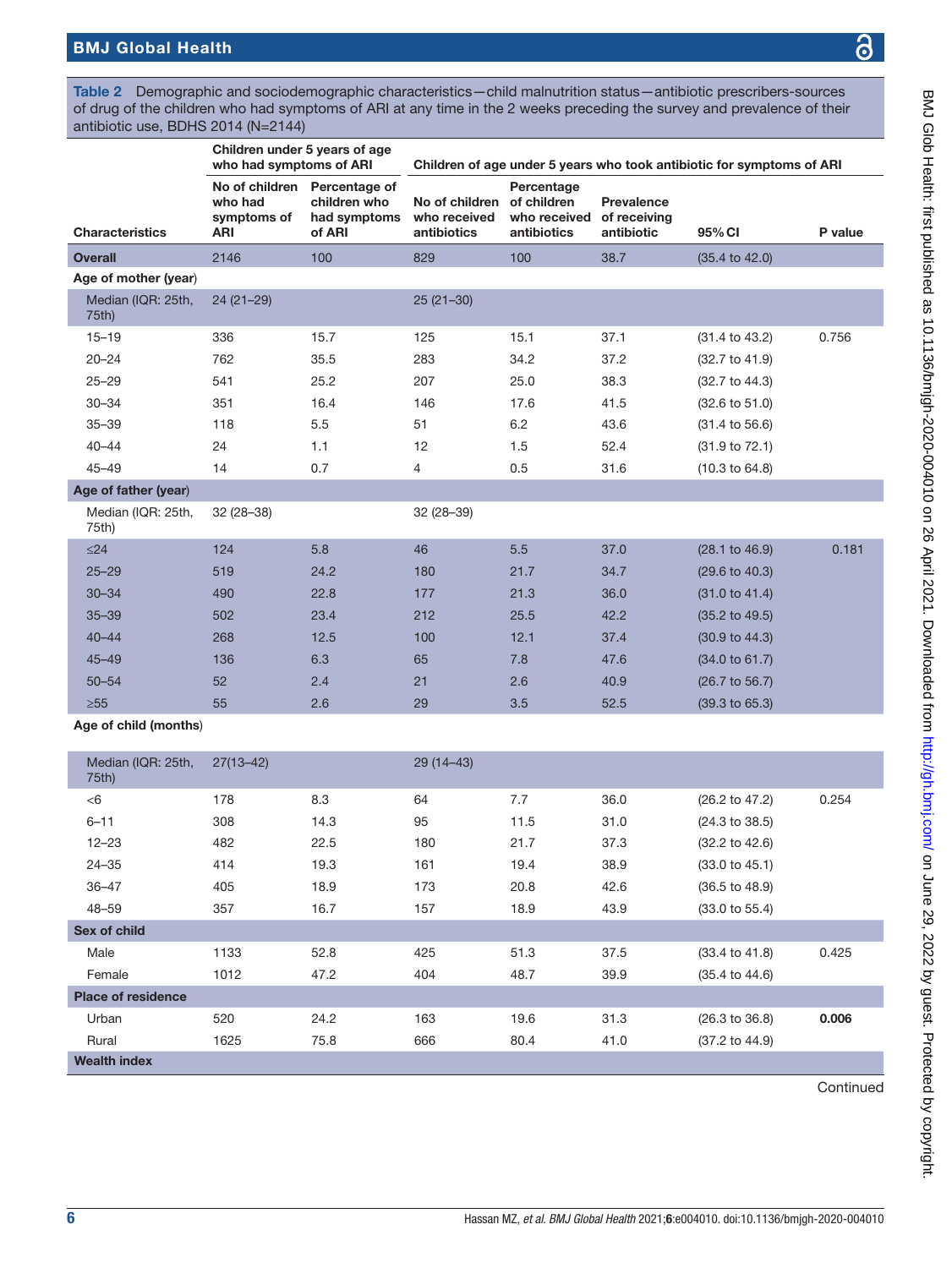Table 2 Demographic and sociodemographic characteristics—child malnutrition status—antibiotic prescribers-sources of drug of the children who had symptoms of ARI at any time in the 2 weeks preceding the survey and prevalence of their antibiotic use, BDHS 2014 (N=2144)

| | Children under 5 years of age who had symptoms of ARI | | Children of age under 5 years who took antibiotic for symptoms of ARI | | | | |
|---|---|---|---|---|---|---|---|
| Characteristics | No of children who had symptoms of ARI | Percentage of children who had symptoms of ARI | No of children who received antibiotics | Percentage of children who received antibiotics | Prevalence of receiving antibiotic | 95% CI | P value |
| **Overall** | 2146 | 100 | 829 | 100 | 38.7 | (35.4 to 42.0) | |
| **Age of mother (year)** | | | | | | | |
| Median (IQR: 25th, 75th) | 24 (21–29) | | 25 (21–30) | | | | |
| 15–19 | 336 | 15.7 | 125 | 15.1 | 37.1 | (31.4 to 43.2) | 0.756 |
| 20–24 | 762 | 35.5 | 283 | 34.2 | 37.2 | (32.7 to 41.9) | |
| 25–29 | 541 | 25.2 | 207 | 25.0 | 38.3 | (32.7 to 44.3) | |
| 30–34 | 351 | 16.4 | 146 | 17.6 | 41.5 | (32.6 to 51.0) | |
| 35–39 | 118 | 5.5 | 51 | 6.2 | 43.6 | (31.4 to 56.6) | |
| 40–44 | 24 | 1.1 | 12 | 1.5 | 52.4 | (31.9 to 72.1) | |
| 45–49 | 14 | 0.7 | 4 | 0.5 | 31.6 | (10.3 to 64.8) | |
| **Age of father (year)** | | | | | | | |
| Median (IQR: 25th, 75th) | 32 (28–38) | | 32 (28–39) | | | | |
| ≤24 | 124 | 5.8 | 46 | 5.5 | 37.0 | (28.1 to 46.9) | 0.181 |
| 25–29 | 519 | 24.2 | 180 | 21.7 | 34.7 | (29.6 to 40.3) | |
| 30–34 | 490 | 22.8 | 177 | 21.3 | 36.0 | (31.0 to 41.4) | |
| 35–39 | 502 | 23.4 | 212 | 25.5 | 42.2 | (35.2 to 49.5) | |
| 40–44 | 268 | 12.5 | 100 | 12.1 | 37.4 | (30.9 to 44.3) | |
| 45–49 | 136 | 6.3 | 65 | 7.8 | 47.6 | (34.0 to 61.7) | |
| 50–54 | 52 | 2.4 | 21 | 2.6 | 40.9 | (26.7 to 56.7) | |
| ≥55 | 55 | 2.6 | 29 | 3.5 | 52.5 | (39.3 to 65.3) | |
| **Age of child (months)** | | | | | | | |
| Median (IQR: 25th, 75th) | 27(13–42) | | 29 (14–43) | | | | |
| <6 | 178 | 8.3 | 64 | 7.7 | 36.0 | (26.2 to 47.2) | 0.254 |
| 6–11 | 308 | 14.3 | 95 | 11.5 | 31.0 | (24.3 to 38.5) | |
| 12–23 | 482 | 22.5 | 180 | 21.7 | 37.3 | (32.2 to 42.6) | |
| 24–35 | 414 | 19.3 | 161 | 19.4 | 38.9 | (33.0 to 45.1) | |
| 36–47 | 405 | 18.9 | 173 | 20.8 | 42.6 | (36.5 to 48.9) | |
| 48–59 | 357 | 16.7 | 157 | 18.9 | 43.9 | (33.0 to 55.4) | |
| **Sex of child** | | | | | | | |
| Male | 1133 | 52.8 | 425 | 51.3 | 37.5 | (33.4 to 41.8) | 0.425 |
| Female | 1012 | 47.2 | 404 | 48.7 | 39.9 | (35.4 to 44.6) | |
| **Place of residence** | | | | | | | |
| Urban | 520 | 24.2 | 163 | 19.6 | 31.3 | (26.3 to 36.8) | **0.006** |
| Rural | 1625 | 75.8 | 666 | 80.4 | 41.0 | (37.2 to 44.9) | |
| **Wealth index** | | | | | | | |

Continued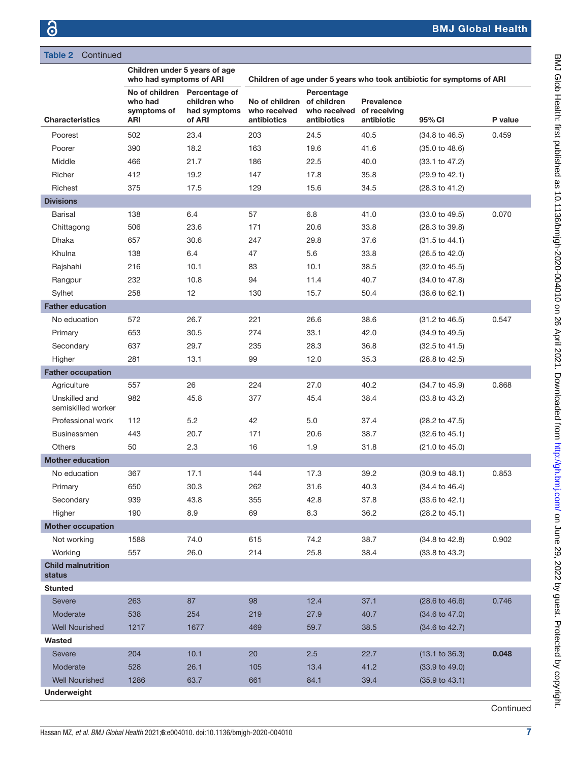**Table 2** Continued

| Characteristics | Children under 5 years of age who had symptoms of ARI | | Children of age under 5 years who took antibiotic for symptoms of ARI | | | | |
|---|---|---|---|---|---|---|---|
| | No of children who had symptoms of ARI | Percentage of children who had symptoms of ARI | No of children who received antibiotics | Percentage of children who received antibiotics | Prevalence of receiving antibiotic | 95% CI | P value |
| Poorest | 502 | 23.4 | 203 | 24.5 | 40.5 | (34.8 to 46.5) | 0.459 |
| Poorer | 390 | 18.2 | 163 | 19.6 | 41.6 | (35.0 to 48.6) | |
| Middle | 466 | 21.7 | 186 | 22.5 | 40.0 | (33.1 to 47.2) | |
| Richer | 412 | 19.2 | 147 | 17.8 | 35.8 | (29.9 to 42.1) | |
| Richest | 375 | 17.5 | 129 | 15.6 | 34.5 | (28.3 to 41.2) | |
| **Divisions** | | | | | | | |
| Barisal | 138 | 6.4 | 57 | 6.8 | 41.0 | (33.0 to 49.5) | 0.070 |
| Chittagong | 506 | 23.6 | 171 | 20.6 | 33.8 | (28.3 to 39.8) | |
| Dhaka | 657 | 30.6 | 247 | 29.8 | 37.6 | (31.5 to 44.1) | |
| Khulna | 138 | 6.4 | 47 | 5.6 | 33.8 | (26.5 to 42.0) | |
| Rajshahi | 216 | 10.1 | 83 | 10.1 | 38.5 | (32.0 to 45.5) | |
| Rangpur | 232 | 10.8 | 94 | 11.4 | 40.7 | (34.0 to 47.8) | |
| Sylhet | 258 | 12 | 130 | 15.7 | 50.4 | (38.6 to 62.1) | |
| **Father education** | | | | | | | |
| No education | 572 | 26.7 | 221 | 26.6 | 38.6 | (31.2 to 46.5) | 0.547 |
| Primary | 653 | 30.5 | 274 | 33.1 | 42.0 | (34.9 to 49.5) | |
| Secondary | 637 | 29.7 | 235 | 28.3 | 36.8 | (32.5 to 41.5) | |
| Higher | 281 | 13.1 | 99 | 12.0 | 35.3 | (28.8 to 42.5) | |
| **Father occupation** | | | | | | | |
| Agriculture | 557 | 26 | 224 | 27.0 | 40.2 | (34.7 to 45.9) | 0.868 |
| Unskilled and semiskilled worker | 982 | 45.8 | 377 | 45.4 | 38.4 | (33.8 to 43.2) | |
| Professional work | 112 | 5.2 | 42 | 5.0 | 37.4 | (28.2 to 47.5) | |
| Businessmen | 443 | 20.7 | 171 | 20.6 | 38.7 | (32.6 to 45.1) | |
| Others | 50 | 2.3 | 16 | 1.9 | 31.8 | (21.0 to 45.0) | |
| **Mother education** | | | | | | | |
| No education | 367 | 17.1 | 144 | 17.3 | 39.2 | (30.9 to 48.1) | 0.853 |
| Primary | 650 | 30.3 | 262 | 31.6 | 40.3 | (34.4 to 46.4) | |
| Secondary | 939 | 43.8 | 355 | 42.8 | 37.8 | (33.6 to 42.1) | |
| Higher | 190 | 8.9 | 69 | 8.3 | 36.2 | (28.2 to 45.1) | |
| **Mother occupation** | | | | | | | |
| Not working | 1588 | 74.0 | 615 | 74.2 | 38.7 | (34.8 to 42.8) | 0.902 |
| Working | 557 | 26.0 | 214 | 25.8 | 38.4 | (33.8 to 43.2) | |
| **Child malnutrition status** | | | | | | | |
| **Stunted** | | | | | | | |
| Severe | 263 | 87 | 98 | 12.4 | 37.1 | (28.6 to 46.6) | 0.746 |
| Moderate | 538 | 254 | 219 | 27.9 | 40.7 | (34.6 to 47.0) | |
| Well Nourished | 1217 | 1677 | 469 | 59.7 | 38.5 | (34.6 to 42.7) | |
| **Wasted** | | | | | | | |
| Severe | 204 | 10.1 | 20 | 2.5 | 22.7 | (13.1 to 36.3) | **0.048** |
| Moderate | 528 | 26.1 | 105 | 13.4 | 41.2 | (33.9 to 49.0) | |
| Well Nourished | 1286 | 63.7 | 661 | 84.1 | 39.4 | (35.9 to 43.1) | |
| **Underweight** | | | | | | | |

Continued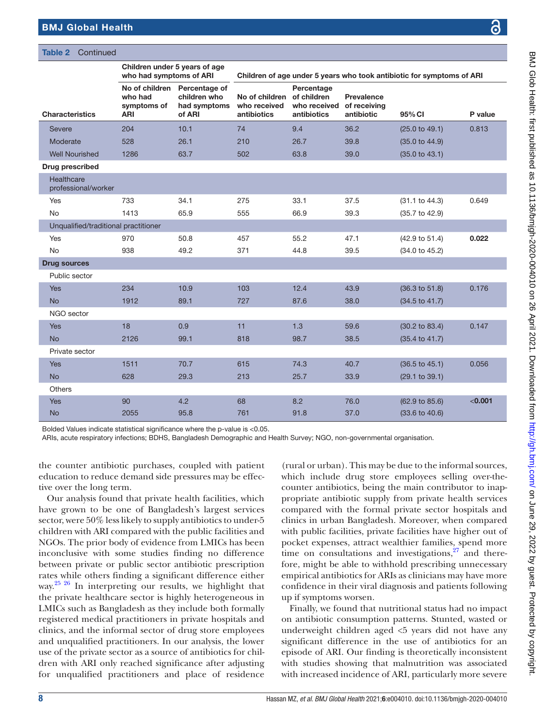**Table 2** Continued

| Characteristics | Children under 5 years of age who had symptoms of ARI | | Children of age under 5 years who took antibiotic for symptoms of ARI | | | | |
|---|---|---|---|---|---|---|---|
| | No of children who had symptoms of ARI | Percentage of children who had symptoms of ARI | No of children who received antibiotics | Percentage of children who received antibiotics | Prevalence of receiving antibiotic | 95% CI | P value |
| Severe | 204 | 10.1 | 74 | 9.4 | 36.2 | (25.0 to 49.1) | 0.813 |
| Moderate | 528 | 26.1 | 210 | 26.7 | 39.8 | (35.0 to 44.9) | |
| Well Nourished | 1286 | 63.7 | 502 | 63.8 | 39.0 | (35.0 to 43.1) | |
| **Drug prescribed** | | | | | | | |
| Healthcare professional/worker | | | | | | | |
| Yes | 733 | 34.1 | 275 | 33.1 | 37.5 | (31.1 to 44.3) | 0.649 |
| No | 1413 | 65.9 | 555 | 66.9 | 39.3 | (35.7 to 42.9) | |
| Unqualified/traditional practitioner | | | | | | | |
| Yes | 970 | 50.8 | 457 | 55.2 | 47.1 | (42.9 to 51.4) | **0.022** |
| No | 938 | 49.2 | 371 | 44.8 | 39.5 | (34.0 to 45.2) | |
| **Drug sources** | | | | | | | |
| Public sector | | | | | | | |
| Yes | 234 | 10.9 | 103 | 12.4 | 43.9 | (36.3 to 51.8) | 0.176 |
| No | 1912 | 89.1 | 727 | 87.6 | 38.0 | (34.5 to 41.7) | |
| NGO sector | | | | | | | |
| Yes | 18 | 0.9 | 11 | 1.3 | 59.6 | (30.2 to 83.4) | 0.147 |
| No | 2126 | 99.1 | 818 | 98.7 | 38.5 | (35.4 to 41.7) | |
| Private sector | | | | | | | |
| Yes | 1511 | 70.7 | 615 | 74.3 | 40.7 | (36.5 to 45.1) | 0.056 |
| No | 628 | 29.3 | 213 | 25.7 | 33.9 | (29.1 to 39.1) | |
| Others | | | | | | | |
| Yes | 90 | 4.2 | 68 | 8.2 | 76.0 | (62.9 to 85.6) | **<0.001** |
| No | 2055 | 95.8 | 761 | 91.8 | 37.0 | (33.6 to 40.6) | |

Bolded Values indicate statistical significance where the p-value is <0.05.

ARIs, acute respiratory infections; BDHS, Bangladesh Demographic and Health Survey; NGO, non-governmental organisation.

the counter antibiotic purchases, coupled with patient education to reduce demand side pressures may be effective over the long term.

Our analysis found that private health facilities, which have grown to be one of Bangladesh's largest services sector, were 50% less likely to supply antibiotics to under-5 children with ARI compared with the public facilities and NGOs. The prior body of evidence from LMICs has been inconclusive with some studies finding no difference between private or public sector antibiotic prescription rates while others finding a significant difference either way.[25 26] In interpreting our results, we highlight that the private healthcare sector is highly heterogeneous in LMICs such as Bangladesh as they include both formally registered medical practitioners in private hospitals and clinics, and the informal sector of drug store employees and unqualified practitioners. In our analysis, the lower use of the private sector as a source of antibiotics for children with ARI only reached significance after adjusting for unqualified practitioners and place of residence (rural or urban). This may be due to the informal sources, which include drug store employees selling over-the-counter antibiotics, being the main contributor to inappropriate antibiotic supply from private health services compared with the formal private sector hospitals and clinics in urban Bangladesh. Moreover, when compared with public facilities, private facilities have higher out of pocket expenses, attract wealthier families, spend more time on consultations and investigations,[27] and therefore, might be able to withhold prescribing unnecessary empirical antibiotics for ARIs as clinicians may have more confidence in their viral diagnosis and patients following up if symptoms worsen.

Finally, we found that nutritional status had no impact on antibiotic consumption patterns. Stunted, wasted or underweight children aged <5 years did not have any significant difference in the use of antibiotics for an episode of ARI. Our finding is theoretically inconsistent with studies showing that malnutrition was associated with increased incidence of ARI, particularly more severe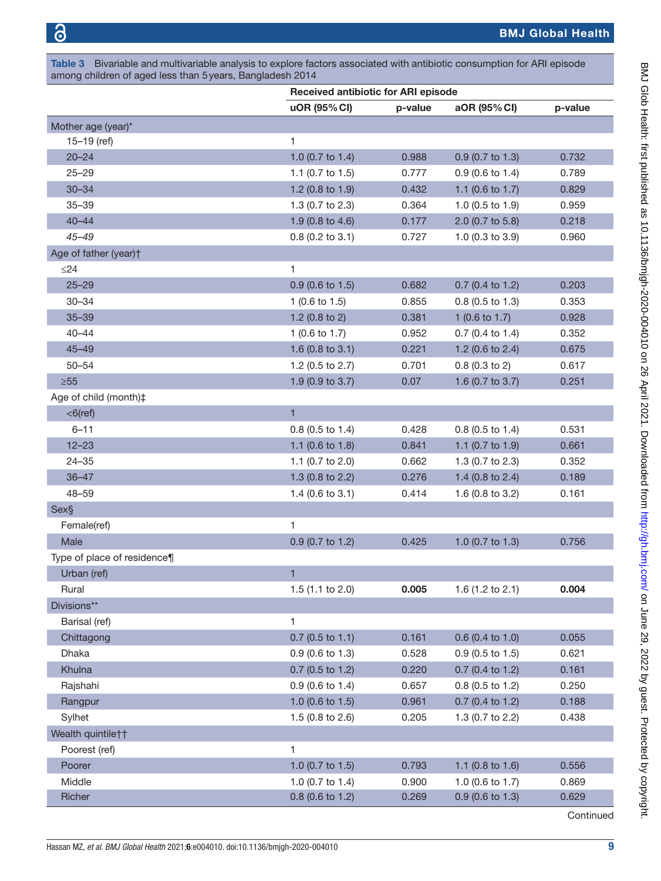**Table 3** Bivariable and multivariable analysis to explore factors associated with antibiotic consumption for ARI episode among children of aged less than 5 years, Bangladesh 2014

| | Received antibiotic for ARI episode | | | |
|---|---|---|---|---|
| | **uOR (95% CI)** | **p-value** | **aOR (95% CI)** | **p-value** |
| Mother age (year)* | | | | |
| 15–19 (ref) | 1 | | | |
| 20–24 | 1.0 (0.7 to 1.4) | 0.988 | 0.9 (0.7 to 1.3) | 0.732 |
| 25–29 | 1.1 (0.7 to 1.5) | 0.777 | 0.9 (0.6 to 1.4) | 0.789 |
| 30–34 | 1.2 (0.8 to 1.9) | 0.432 | 1.1 (0.6 to 1.7) | 0.829 |
| 35–39 | 1.3 (0.7 to 2.3) | 0.364 | 1.0 (0.5 to 1.9) | 0.959 |
| 40–44 | 1.9 (0.8 to 4.6) | 0.177 | 2.0 (0.7 to 5.8) | 0.218 |
| *45–49* | 0.8 (0.2 to 3.1) | 0.727 | 1.0 (0.3 to 3.9) | 0.960 |
| Age of father (year)† | | | | |
| ≤24 | 1 | | | |
| 25–29 | 0.9 (0.6 to 1.5) | 0.682 | 0.7 (0.4 to 1.2) | 0.203 |
| 30–34 | 1 (0.6 to 1.5) | 0.855 | 0.8 (0.5 to 1.3) | 0.353 |
| 35–39 | 1.2 (0.8 to 2) | 0.381 | 1 (0.6 to 1.7) | 0.928 |
| 40–44 | 1 (0.6 to 1.7) | 0.952 | 0.7 (0.4 to 1.4) | 0.352 |
| 45–49 | 1.6 (0.8 to 3.1) | 0.221 | 1.2 (0.6 to 2.4) | 0.675 |
| 50–54 | 1.2 (0.5 to 2.7) | 0.701 | 0.8 (0.3 to 2) | 0.617 |
| ≥55 | 1.9 (0.9 to 3.7) | 0.07 | 1.6 (0.7 to 3.7) | 0.251 |
| Age of child (month)‡ | | | | |
| <6(ref) | 1 | | | |
| 6–11 | 0.8 (0.5 to 1.4) | 0.428 | 0.8 (0.5 to 1.4) | 0.531 |
| 12–23 | 1.1 (0.6 to 1.8) | 0.841 | 1.1 (0.7 to 1.9) | 0.661 |
| 24–35 | 1.1 (0.7 to 2.0) | 0.662 | 1.3 (0.7 to 2.3) | 0.352 |
| 36–47 | 1.3 (0.8 to 2.2) | 0.276 | 1.4 (0.8 to 2.4) | 0.189 |
| 48–59 | 1.4 (0.6 to 3.1) | 0.414 | 1.6 (0.8 to 3.2) | 0.161 |
| Sex§ | | | | |
| Female(ref) | 1 | | | |
| Male | 0.9 (0.7 to 1.2) | 0.425 | 1.0 (0.7 to 1.3) | 0.756 |
| Type of place of residence¶ | | | | |
| Urban (ref) | 1 | | | |
| Rural | 1.5 (1.1 to 2.0) | **0.005** | 1.6 (1.2 to 2.1) | **0.004** |
| Divisions** | | | | |
| Barisal (ref) | 1 | | | |
| Chittagong | 0.7 (0.5 to 1.1) | 0.161 | 0.6 (0.4 to 1.0) | 0.055 |
| Dhaka | 0.9 (0.6 to 1.3) | 0.528 | 0.9 (0.5 to 1.5) | 0.621 |
| Khulna | 0.7 (0.5 to 1.2) | 0.220 | 0.7 (0.4 to 1.2) | 0.161 |
| Rajshahi | 0.9 (0.6 to 1.4) | 0.657 | 0.8 (0.5 to 1.2) | 0.250 |
| Rangpur | 1.0 (0.6 to 1.5) | 0.961 | 0.7 (0.4 to 1.2) | 0.188 |
| Sylhet | 1.5 (0.8 to 2.6) | 0.205 | 1.3 (0.7 to 2.2) | 0.438 |
| Wealth quintile†† | | | | |
| Poorest (ref) | 1 | | | |
| Poorer | 1.0 (0.7 to 1.5) | 0.793 | 1.1 (0.8 to 1.6) | 0.556 |
| Middle | 1.0 (0.7 to 1.4) | 0.900 | 1.0 (0.6 to 1.7) | 0.869 |
| Richer | 0.8 (0.6 to 1.2) | 0.269 | 0.9 (0.6 to 1.3) | 0.629 |

Continued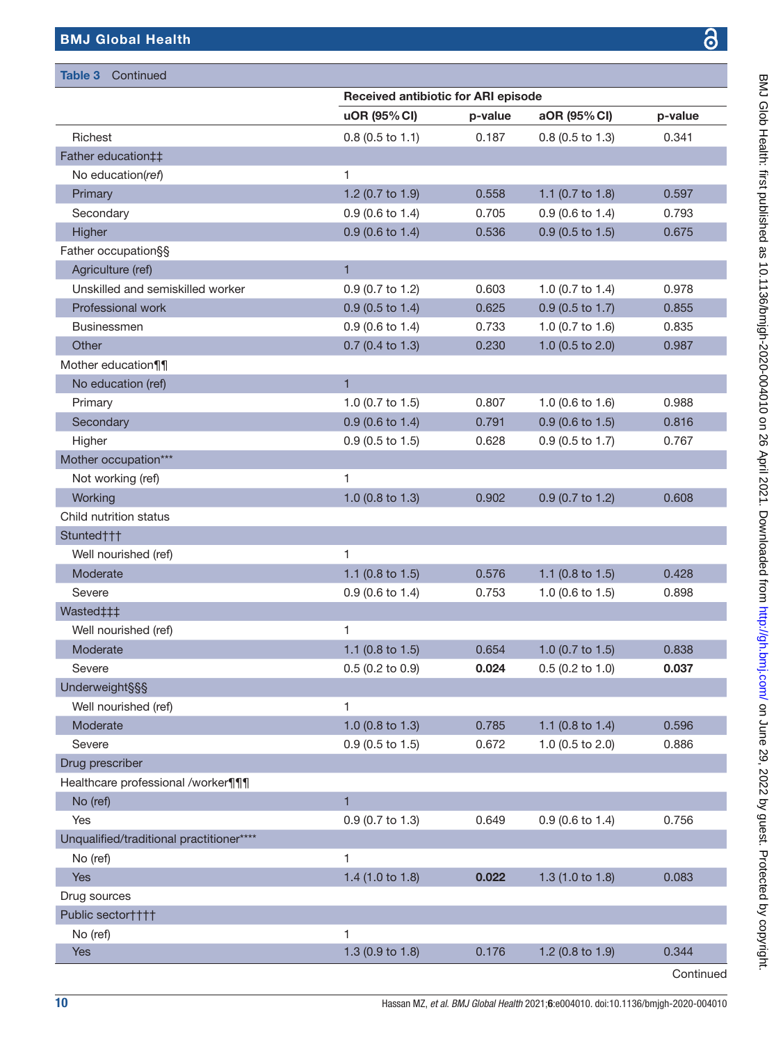**Table 3** Continued

| | Received antibiotic for ARI episode | | | |
|---|---|---|---|---|
| | uOR (95% CI) | p-value | aOR (95% CI) | p-value |
| Richest | 0.8 (0.5 to 1.1) | 0.187 | 0.8 (0.5 to 1.3) | 0.341 |
| Father education‡‡ | | | | |
| No education(*ref*) | 1 | | | |
| Primary | 1.2 (0.7 to 1.9) | 0.558 | 1.1 (0.7 to 1.8) | 0.597 |
| Secondary | 0.9 (0.6 to 1.4) | 0.705 | 0.9 (0.6 to 1.4) | 0.793 |
| Higher | 0.9 (0.6 to 1.4) | 0.536 | 0.9 (0.5 to 1.5) | 0.675 |
| Father occupation§§ | | | | |
| Agriculture (ref) | 1 | | | |
| Unskilled and semiskilled worker | 0.9 (0.7 to 1.2) | 0.603 | 1.0 (0.7 to 1.4) | 0.978 |
| Professional work | 0.9 (0.5 to 1.4) | 0.625 | 0.9 (0.5 to 1.7) | 0.855 |
| Businessmen | 0.9 (0.6 to 1.4) | 0.733 | 1.0 (0.7 to 1.6) | 0.835 |
| Other | 0.7 (0.4 to 1.3) | 0.230 | 1.0 (0.5 to 2.0) | 0.987 |
| Mother education¶¶ | | | | |
| No education (ref) | 1 | | | |
| Primary | 1.0 (0.7 to 1.5) | 0.807 | 1.0 (0.6 to 1.6) | 0.988 |
| Secondary | 0.9 (0.6 to 1.4) | 0.791 | 0.9 (0.6 to 1.5) | 0.816 |
| Higher | 0.9 (0.5 to 1.5) | 0.628 | 0.9 (0.5 to 1.7) | 0.767 |
| Mother occupation*** | | | | |
| Not working (ref) | 1 | | | |
| Working | 1.0 (0.8 to 1.3) | 0.902 | 0.9 (0.7 to 1.2) | 0.608 |
| Child nutrition status | | | | |
| Stunted††† | | | | |
| Well nourished (ref) | 1 | | | |
| Moderate | 1.1 (0.8 to 1.5) | 0.576 | 1.1 (0.8 to 1.5) | 0.428 |
| Severe | 0.9 (0.6 to 1.4) | 0.753 | 1.0 (0.6 to 1.5) | 0.898 |
| Wasted‡‡‡ | | | | |
| Well nourished (ref) | 1 | | | |
| Moderate | 1.1 (0.8 to 1.5) | 0.654 | 1.0 (0.7 to 1.5) | 0.838 |
| Severe | 0.5 (0.2 to 0.9) | **0.024** | 0.5 (0.2 to 1.0) | **0.037** |
| Underweight§§§ | | | | |
| Well nourished (ref) | 1 | | | |
| Moderate | 1.0 (0.8 to 1.3) | 0.785 | 1.1 (0.8 to 1.4) | 0.596 |
| Severe | 0.9 (0.5 to 1.5) | 0.672 | 1.0 (0.5 to 2.0) | 0.886 |
| Drug prescriber | | | | |
| Healthcare professional /worker¶¶¶ | | | | |
| No (ref) | 1 | | | |
| Yes | 0.9 (0.7 to 1.3) | 0.649 | 0.9 (0.6 to 1.4) | 0.756 |
| Unqualified/traditional practitioner**** | | | | |
| No (ref) | 1 | | | |
| Yes | 1.4 (1.0 to 1.8) | **0.022** | 1.3 (1.0 to 1.8) | 0.083 |
| Drug sources | | | | |
| Public sector†††† | | | | |
| No (ref) | 1 | | | |
| Yes | 1.3 (0.9 to 1.8) | 0.176 | 1.2 (0.8 to 1.9) | 0.344 |

Continued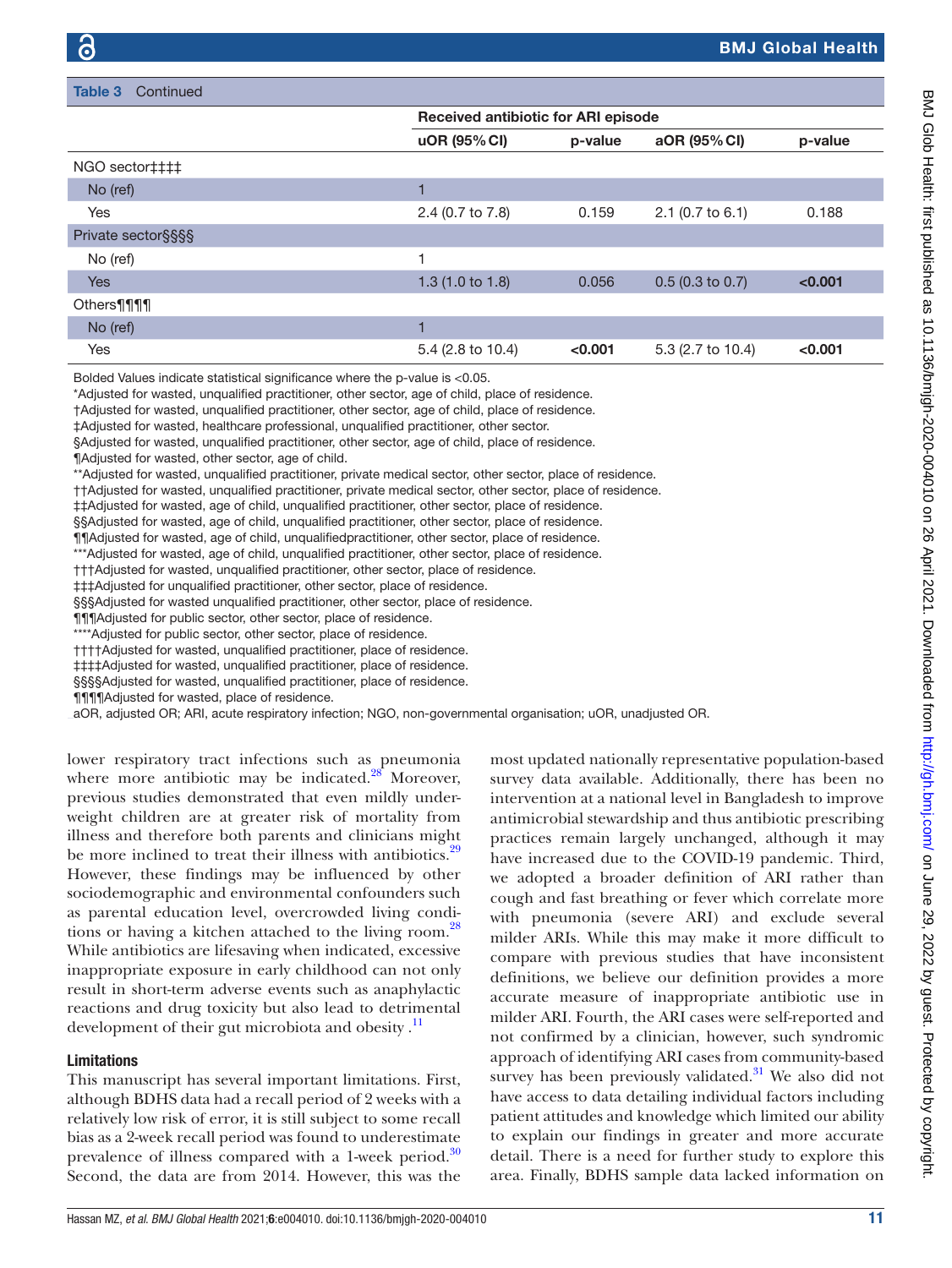**Table 3** Continued

| | Received antibiotic for ARI episode | | | |
|---|---|---|---|---|
| | uOR (95% CI) | p-value | aOR (95% CI) | p-value |
| NGO sector‡‡‡‡ | | | | |
| No (ref) | 1 | | | |
| Yes | 2.4 (0.7 to 7.8) | 0.159 | 2.1 (0.7 to 6.1) | 0.188 |
| Private sector§§§§ | | | | |
| No (ref) | 1 | | | |
| Yes | 1.3 (1.0 to 1.8) | 0.056 | 0.5 (0.3 to 0.7) | **<0.001** |
| Others¶¶¶¶ | | | | |
| No (ref) | 1 | | | |
| Yes | 5.4 (2.8 to 10.4) | **<0.001** | 5.3 (2.7 to 10.4) | **<0.001** |

Bolded Values indicate statistical significance where the p-value is <0.05.
*Adjusted for wasted, unqualified practitioner, other sector, age of child, place of residence.
†Adjusted for wasted, unqualified practitioner, other sector, age of child, place of residence.
‡Adjusted for wasted, healthcare professional, unqualified practitioner, other sector.
§Adjusted for wasted, unqualified practitioner, other sector, age of child, place of residence.
¶Adjusted for wasted, other sector, age of child.
**Adjusted for wasted, unqualified practitioner, private medical sector, other sector, place of residence.
††Adjusted for wasted, unqualified practitioner, private medical sector, other sector, place of residence.
‡‡Adjusted for wasted, age of child, unqualified practitioner, other sector, place of residence.
§§Adjusted for wasted, age of child, unqualified practitioner, other sector, place of residence.
¶¶Adjusted for wasted, age of child, unqualifiedpractitioner, other sector, place of residence.
***Adjusted for wasted, age of child, unqualified practitioner, other sector, place of residence.
†††Adjusted for wasted, unqualified practitioner, other sector, place of residence.
‡‡‡Adjusted for unqualified practitioner, other sector, place of residence.
§§§Adjusted for wasted unqualified practitioner, other sector, place of residence.
¶¶¶Adjusted for public sector, other sector, place of residence.
****Adjusted for public sector, other sector, place of residence.
††††Adjusted for wasted, unqualified practitioner, place of residence.
‡‡‡‡Adjusted for wasted, unqualified practitioner, place of residence.
§§§§Adjusted for wasted, unqualified practitioner, place of residence.
¶¶¶¶Adjusted for wasted, place of residence.
aOR, adjusted OR; ARI, acute respiratory infection; NGO, non-governmental organisation; uOR, unadjusted OR.

lower respiratory tract infections such as pneumonia where more antibiotic may be indicated.[28] Moreover, previous studies demonstrated that even mildly underweight children are at greater risk of mortality from illness and therefore both parents and clinicians might be more inclined to treat their illness with antibiotics.[29] However, these findings may be influenced by other sociodemographic and environmental confounders such as parental education level, overcrowded living conditions or having a kitchen attached to the living room.[28] While antibiotics are lifesaving when indicated, excessive inappropriate exposure in early childhood can not only result in short-term adverse events such as anaphylactic reactions and drug toxicity but also lead to detrimental development of their gut microbiota and obesity .[11]

### Limitations

This manuscript has several important limitations. First, although BDHS data had a recall period of 2 weeks with a relatively low risk of error, it is still subject to some recall bias as a 2-week recall period was found to underestimate prevalence of illness compared with a 1-week period.[30] Second, the data are from 2014. However, this was the most updated nationally representative population-based survey data available. Additionally, there has been no intervention at a national level in Bangladesh to improve antimicrobial stewardship and thus antibiotic prescribing practices remain largely unchanged, although it may have increased due to the COVID-19 pandemic. Third, we adopted a broader definition of ARI rather than cough and fast breathing or fever which correlate more with pneumonia (severe ARI) and exclude several milder ARIs. While this may make it more difficult to compare with previous studies that have inconsistent definitions, we believe our definition provides a more accurate measure of inappropriate antibiotic use in milder ARI. Fourth, the ARI cases were self-reported and not confirmed by a clinician, however, such syndromic approach of identifying ARI cases from community-based survey has been previously validated.[31] We also did not have access to data detailing individual factors including patient attitudes and knowledge which limited our ability to explain our findings in greater and more accurate detail. There is a need for further study to explore this area. Finally, BDHS sample data lacked information on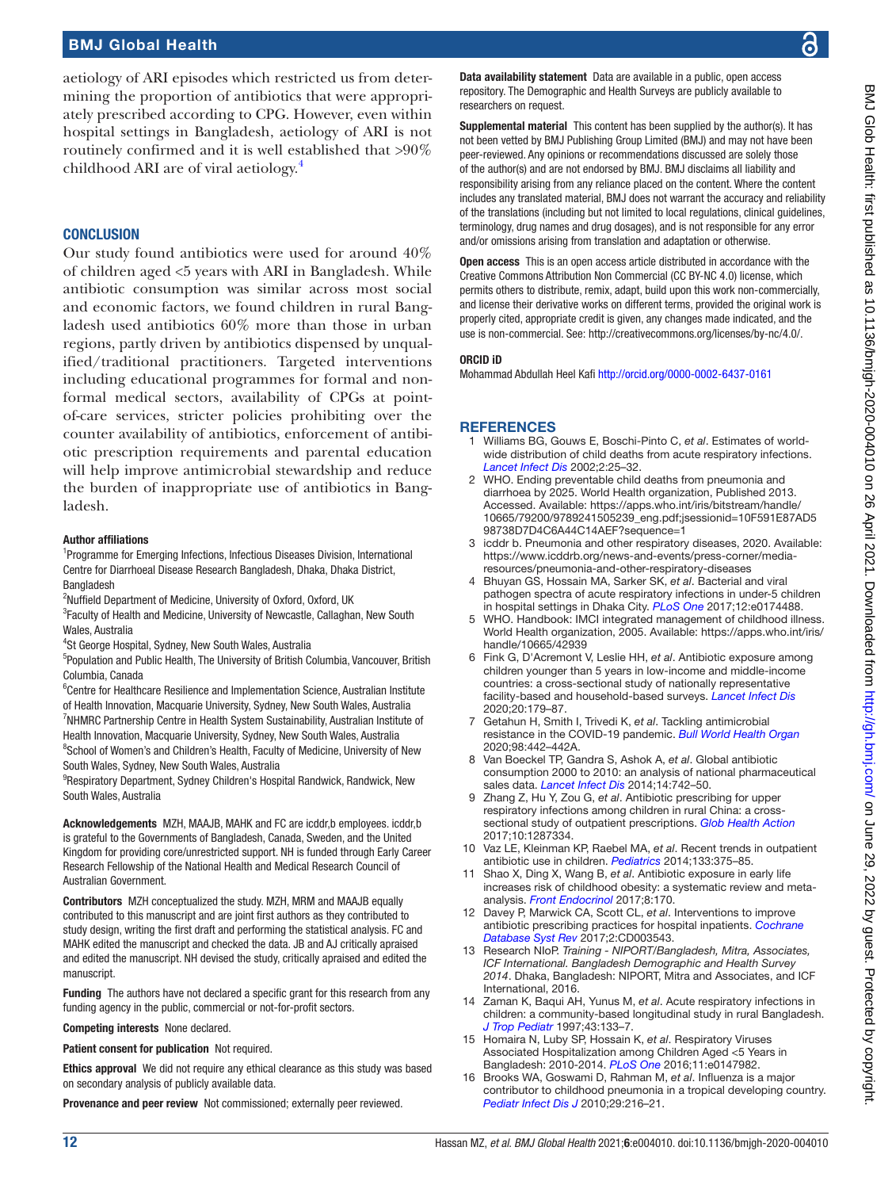aetiology of ARI episodes which restricted us from determining the proportion of antibiotics that were appropriately prescribed according to CPG. However, even within hospital settings in Bangladesh, aetiology of ARI is not routinely confirmed and it is well established that >90% childhood ARI are of viral aetiology.[4]

## CONCLUSION

Our study found antibiotics were used for around 40% of children aged <5 years with ARI in Bangladesh. While antibiotic consumption was similar across most social and economic factors, we found children in rural Bangladesh used antibiotics 60% more than those in urban regions, partly driven by antibiotics dispensed by unqualified/traditional practitioners. Targeted interventions including educational programmes for formal and non-formal medical sectors, availability of CPGs at point-of-care services, stricter policies prohibiting over the counter availability of antibiotics, enforcement of antibiotic prescription requirements and parental education will help improve antimicrobial stewardship and reduce the burden of inappropriate use of antibiotics in Bangladesh.

**Author affiliations**

[1]Programme for Emerging Infections, Infectious Diseases Division, International Centre for Diarrhoeal Disease Research Bangladesh, Dhaka, Dhaka District, Bangladesh
[2]Nuffield Department of Medicine, University of Oxford, Oxford, UK
[3]Faculty of Health and Medicine, University of Newcastle, Callaghan, New South Wales, Australia
[4]St George Hospital, Sydney, New South Wales, Australia
[5]Population and Public Health, The University of British Columbia, Vancouver, British Columbia, Canada
[6]Centre for Healthcare Resilience and Implementation Science, Australian Institute of Health Innovation, Macquarie University, Sydney, New South Wales, Australia
[7]NHMRC Partnership Centre in Health System Sustainability, Australian Institute of Health Innovation, Macquarie University, Sydney, New South Wales, Australia
[8]School of Women's and Children's Health, Faculty of Medicine, University of New South Wales, Sydney, New South Wales, Australia
[9]Respiratory Department, Sydney Children's Hospital Randwick, Randwick, New South Wales, Australia

**Acknowledgements** MZH, MAAJB, MAHK and FC are icddr,b employees. icddr,b is grateful to the Governments of Bangladesh, Canada, Sweden, and the United Kingdom for providing core/unrestricted support. NH is funded through Early Career Research Fellowship of the National Health and Medical Research Council of Australian Government.

**Contributors** MZH conceptualized the study. MZH, MRM and MAAJB equally contributed to this manuscript and are joint first authors as they contributed to study design, writing the first draft and performing the statistical analysis. FC and MAHK edited the manuscript and checked the data. JB and AJ critically apraised and edited the manuscript. NH devised the study, critically apraised and edited the manuscript.

**Funding** The authors have not declared a specific grant for this research from any funding agency in the public, commercial or not-for-profit sectors.

**Competing interests** None declared.

**Patient consent for publication** Not required.

**Ethics approval** We did not require any ethical clearance as this study was based on secondary analysis of publicly available data.

**Provenance and peer review** Not commissioned; externally peer reviewed.

**Data availability statement** Data are available in a public, open access repository. The Demographic and Health Surveys are publicly available to researchers on request.

**Supplemental material** This content has been supplied by the author(s). It has not been vetted by BMJ Publishing Group Limited (BMJ) and may not have been peer-reviewed. Any opinions or recommendations discussed are solely those of the author(s) and are not endorsed by BMJ. BMJ disclaims all liability and responsibility arising from any reliance placed on the content. Where the content includes any translated material, BMJ does not warrant the accuracy and reliability of the translations (including but not limited to local regulations, clinical guidelines, terminology, drug names and drug dosages), and is not responsible for any error and/or omissions arising from translation and adaptation or otherwise.

**Open access** This is an open access article distributed in accordance with the Creative Commons Attribution Non Commercial (CC BY-NC 4.0) license, which permits others to distribute, remix, adapt, build upon this work non-commercially, and license their derivative works on different terms, provided the original work is properly cited, appropriate credit is given, any changes made indicated, and the use is non-commercial. See: http://creativecommons.org/licenses/by-nc/4.0/.

**ORCID iD**

Mohammad Abdullah Heel Kafi http://orcid.org/0000-0002-6437-0161

## REFERENCES

1. Williams BG, Gouws E, Boschi-Pinto C, *et al*. Estimates of world-wide distribution of child deaths from acute respiratory infections. *Lancet Infect Dis* 2002;2:25–32.
2. WHO. Ending preventable child deaths from pneumonia and diarrhoea by 2025. World Health organization, Published 2013. Accessed. Available: https://apps.who.int/iris/bitstream/handle/10665/79200/9789241505239_eng.pdf;jsessionid=10F591E87AD598738D7D4C6A44C14AEF?sequence=1
3. icddr b. Pneumonia and other respiratory diseases, 2020. Available: https://www.icddrb.org/news-and-events/press-corner/media-resources/pneumonia-and-other-respiratory-diseases
4. Bhuyan GS, Hossain MA, Sarker SK, *et al*. Bacterial and viral pathogen spectra of acute respiratory infections in under-5 children in hospital settings in Dhaka City. *PLoS One* 2017;12:e0174488.
5. WHO. Handbook: IMCI integrated management of childhood illness. World Health organization, 2005. Available: https://apps.who.int/iris/handle/10665/42939
6. Fink G, D'Acremont V, Leslie HH, *et al*. Antibiotic exposure among children younger than 5 years in low-income and middle-income countries: a cross-sectional study of nationally representative facility-based and household-based surveys. *Lancet Infect Dis* 2020;20:179–87.
7. Getahun H, Smith I, Trivedi K, *et al*. Tackling antimicrobial resistance in the COVID-19 pandemic. *Bull World Health Organ* 2020;98:442–442A.
8. Van Boeckel TP, Gandra S, Ashok A, *et al*. Global antibiotic consumption 2000 to 2010: an analysis of national pharmaceutical sales data. *Lancet Infect Dis* 2014;14:742–50.
9. Zhang Z, Hu Y, Zou G, *et al*. Antibiotic prescribing for upper respiratory infections among children in rural China: a cross-sectional study of outpatient prescriptions. *Glob Health Action* 2017;10:1287334.
10. Vaz LE, Kleinman KP, Raebel MA, *et al*. Recent trends in outpatient antibiotic use in children. *Pediatrics* 2014;133:375–85.
11. Shao X, Ding X, Wang B, *et al*. Antibiotic exposure in early life increases risk of childhood obesity: a systematic review and meta-analysis. *Front Endocrinol* 2017;8:170.
12. Davey P, Marwick CA, Scott CL, *et al*. Interventions to improve antibiotic prescribing practices for hospital inpatients. *Cochrane Database Syst Rev* 2017;2:CD003543.
13. Research NIoP. *Training - NIPORT/Bangladesh, Mitra, Associates, ICF International. Bangladesh Demographic and Health Survey 2014*. Dhaka, Bangladesh: NIPORT, Mitra and Associates, and ICF International, 2016.
14. Zaman K, Baqui AH, Yunus M, *et al*. Acute respiratory infections in children: a community-based longitudinal study in rural Bangladesh. *J Trop Pediatr* 1997;43:133–7.
15. Homaira N, Luby SP, Hossain K, *et al*. Respiratory Viruses Associated Hospitalization among Children Aged <5 Years in Bangladesh: 2010-2014. *PLoS One* 2016;11:e0147982.
16. Brooks WA, Goswami D, Rahman M, *et al*. Influenza is a major contributor to childhood pneumonia in a tropical developing country. *Pediatr Infect Dis J* 2010;29:216–21.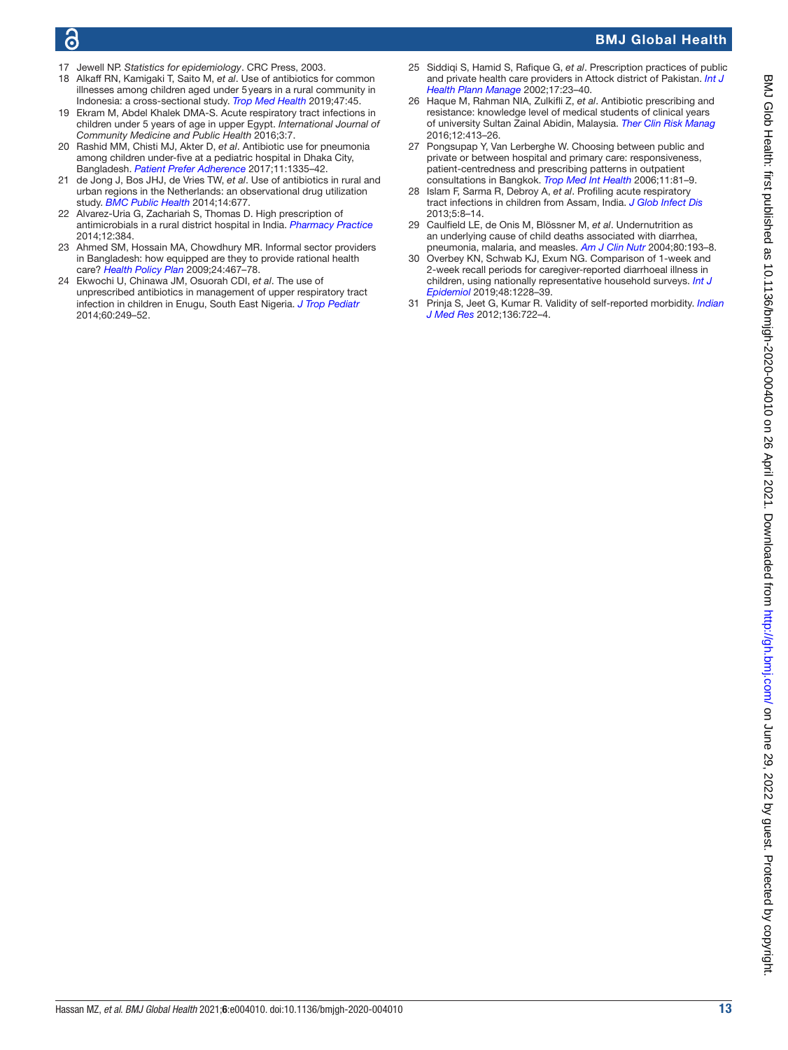17. Jewell NP. *Statistics for epidemiology*. CRC Press, 2003.
18. Alkaff RN, Kamigaki T, Saito M, *et al*. Use of antibiotics for common illnesses among children aged under 5 years in a rural community in Indonesia: a cross-sectional study. *Trop Med Health* 2019;47:45.
19. Ekram M, Abdel Khalek DMA-S. Acute respiratory tract infections in children under 5 years of age in upper Egypt. *International Journal of Community Medicine and Public Health* 2016;3:7.
20. Rashid MM, Chisti MJ, Akter D, *et al*. Antibiotic use for pneumonia among children under-five at a pediatric hospital in Dhaka City, Bangladesh. *Patient Prefer Adherence* 2017;11:1335–42.
21. de Jong J, Bos JHJ, de Vries TW, *et al*. Use of antibiotics in rural and urban regions in the Netherlands: an observational drug utilization study. *BMC Public Health* 2014;14:677.
22. Alvarez-Uria G, Zachariah S, Thomas D. High prescription of antimicrobials in a rural district hospital in India. *Pharmacy Practice* 2014;12:384.
23. Ahmed SM, Hossain MA, Chowdhury MR. Informal sector providers in Bangladesh: how equipped are they to provide rational health care? *Health Policy Plan* 2009;24:467–78.
24. Ekwochi U, Chinawa JM, Osuorah CDI, *et al*. The use of unprescribed antibiotics in management of upper respiratory tract infection in children in Enugu, South East Nigeria. *J Trop Pediatr* 2014;60:249–52.
25. Siddiqi S, Hamid S, Rafique G, *et al*. Prescription practices of public and private health care providers in Attock district of Pakistan. *Int J Health Plann Manage* 2002;17:23–40.
26. Haque M, Rahman NIA, Zulkifli Z, *et al*. Antibiotic prescribing and resistance: knowledge level of medical students of clinical years of university Sultan Zainal Abidin, Malaysia. *Ther Clin Risk Manag* 2016;12:413–26.
27. Pongsupap Y, Van Lerberghe W. Choosing between public and private or between hospital and primary care: responsiveness, patient-centredness and prescribing patterns in outpatient consultations in Bangkok. *Trop Med Int Health* 2006;11:81–9.
28. Islam F, Sarma R, Debroy A, *et al*. Profiling acute respiratory tract infections in children from Assam, India. *J Glob Infect Dis* 2013;5:8–14.
29. Caulfield LE, de Onis M, Blössner M, *et al*. Undernutrition as an underlying cause of child deaths associated with diarrhea, pneumonia, malaria, and measles. *Am J Clin Nutr* 2004;80:193–8.
30. Overbey KN, Schwab KJ, Exum NG. Comparison of 1-week and 2-week recall periods for caregiver-reported diarrhoeal illness in children, using nationally representative household surveys. *Int J Epidemiol* 2019;48:1228–39.
31. Prinja S, Jeet G, Kumar R. Validity of self-reported morbidity. *Indian J Med Res* 2012;136:722–4.